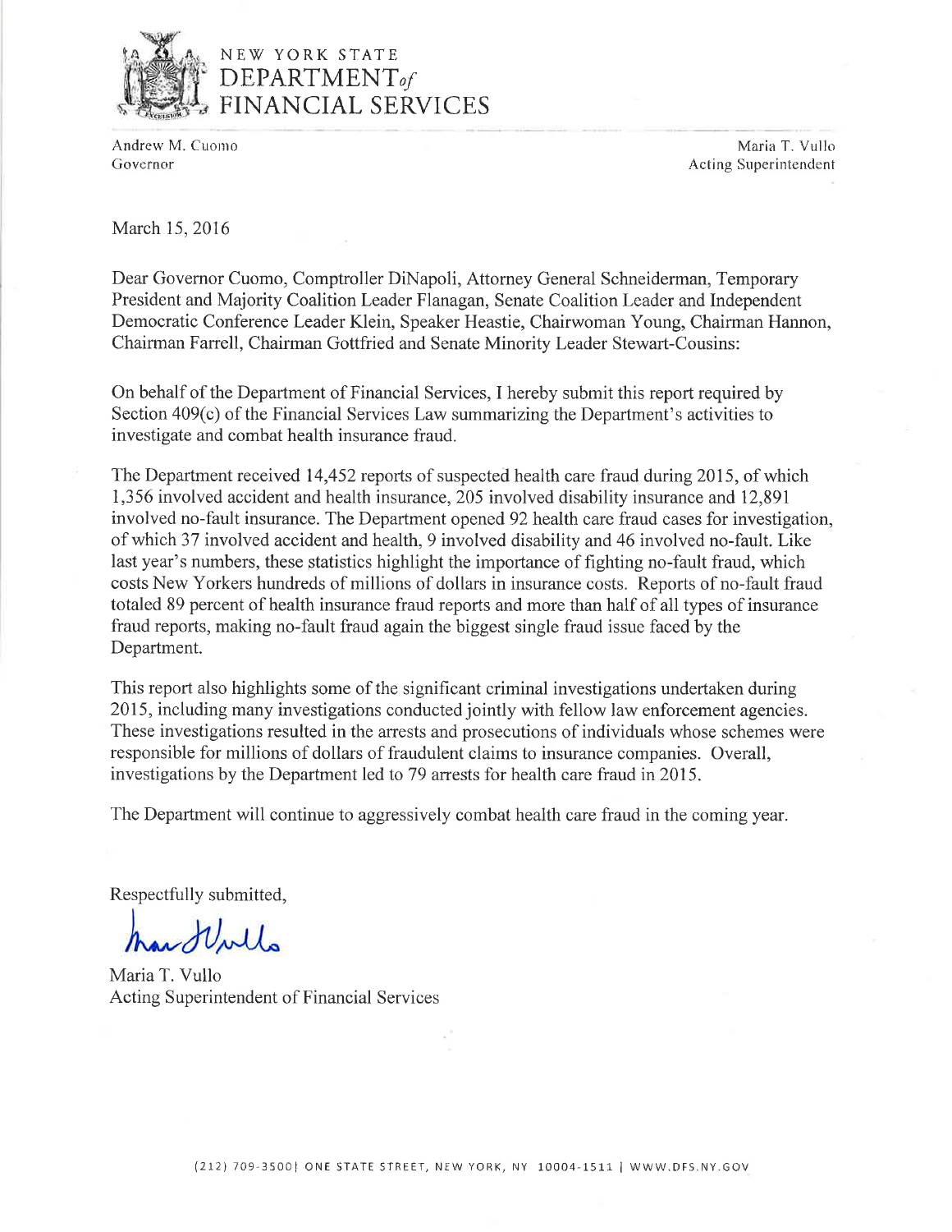# NEW YORK STATE DEPARTMENT of FINANCIAL SERVICES

Andrew M. Cuomo
Governor

Maria T. Vullo
Acting Superintendent

March 15, 2016

Dear Governor Cuomo, Comptroller DiNapoli, Attorney General Schneiderman, Temporary President and Majority Coalition Leader Flanagan, Senate Coalition Leader and Independent Democratic Conference Leader Klein, Speaker Heastie, Chairwoman Young, Chairman Hannon, Chairman Farrell, Chairman Gottfried and Senate Minority Leader Stewart-Cousins:

On behalf of the Department of Financial Services, I hereby submit this report required by Section 409(c) of the Financial Services Law summarizing the Department's activities to investigate and combat health insurance fraud.

The Department received 14,452 reports of suspected health care fraud during 2015, of which 1,356 involved accident and health insurance, 205 involved disability insurance and 12,891 involved no-fault insurance. The Department opened 92 health care fraud cases for investigation, of which 37 involved accident and health, 9 involved disability and 46 involved no-fault. Like last year's numbers, these statistics highlight the importance of fighting no-fault fraud, which costs New Yorkers hundreds of millions of dollars in insurance costs. Reports of no-fault fraud totaled 89 percent of health insurance fraud reports and more than half of all types of insurance fraud reports, making no-fault fraud again the biggest single fraud issue faced by the Department.

This report also highlights some of the significant criminal investigations undertaken during 2015, including many investigations conducted jointly with fellow law enforcement agencies. These investigations resulted in the arrests and prosecutions of individuals whose schemes were responsible for millions of dollars of fraudulent claims to insurance companies. Overall, investigations by the Department led to 79 arrests for health care fraud in 2015.

The Department will continue to aggressively combat health care fraud in the coming year.

Respectfully submitted,

Maria T. Vullo
Acting Superintendent of Financial Services

(212) 709-3500 | ONE STATE STREET, NEW YORK, NY 10004-1511 | WWW.DFS.NY.GOV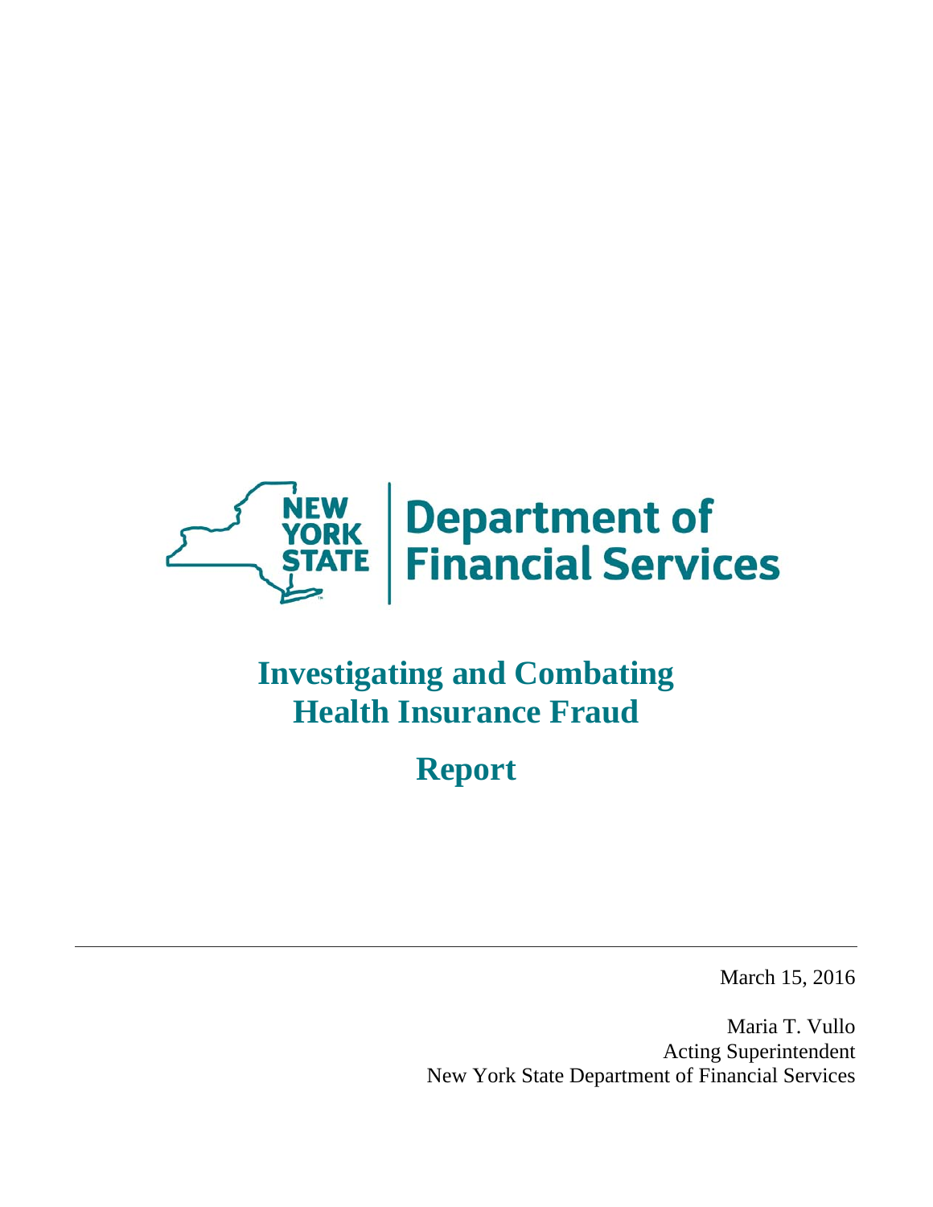NEW YORK STATE | Department of Financial Services

# Investigating and Combating Health Insurance Fraud

## Report

---

March 15, 2016

Maria T. Vullo
Acting Superintendent
New York State Department of Financial Services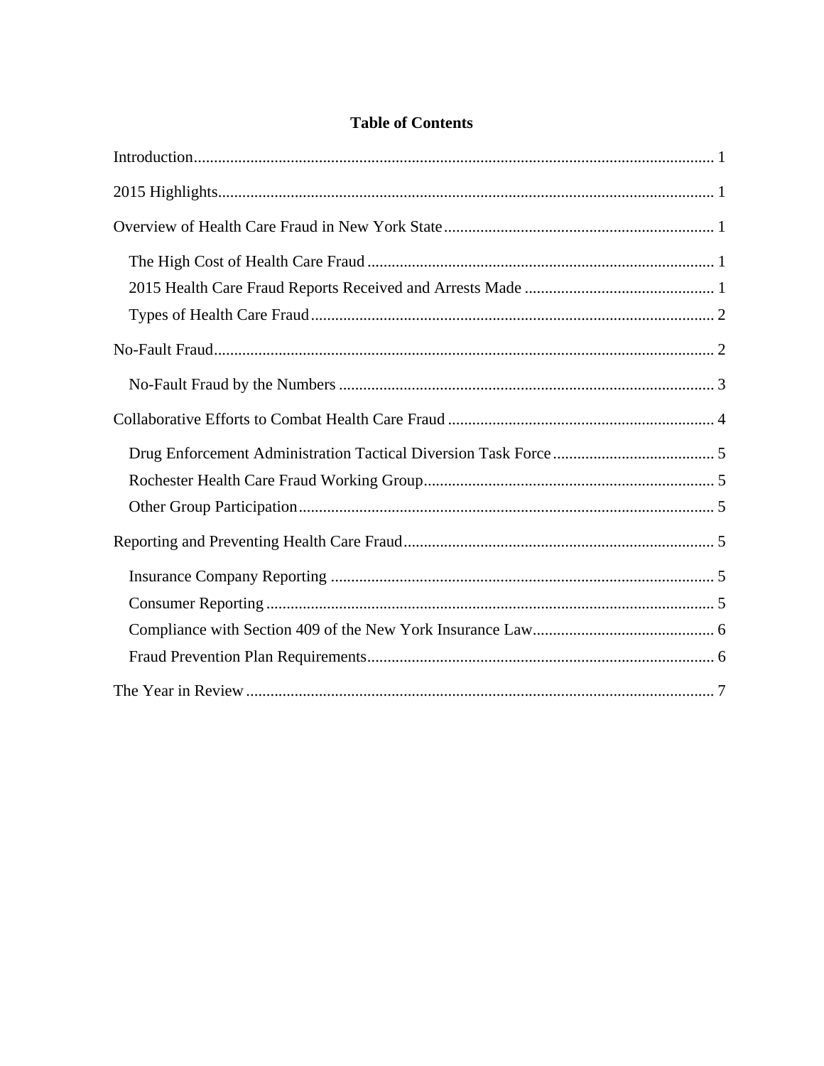# Table of Contents

Introduction ... 1

2015 Highlights ... 1

Overview of Health Care Fraud in New York State ... 1

- The High Cost of Health Care Fraud ... 1
- 2015 Health Care Fraud Reports Received and Arrests Made ... 1
- Types of Health Care Fraud ... 2

No-Fault Fraud ... 2

- No-Fault Fraud by the Numbers ... 3

Collaborative Efforts to Combat Health Care Fraud ... 4

- Drug Enforcement Administration Tactical Diversion Task Force ... 5
- Rochester Health Care Fraud Working Group ... 5
- Other Group Participation ... 5

Reporting and Preventing Health Care Fraud ... 5

- Insurance Company Reporting ... 5
- Consumer Reporting ... 5
- Compliance with Section 409 of the New York Insurance Law ... 6
- Fraud Prevention Plan Requirements ... 6

The Year in Review ... 7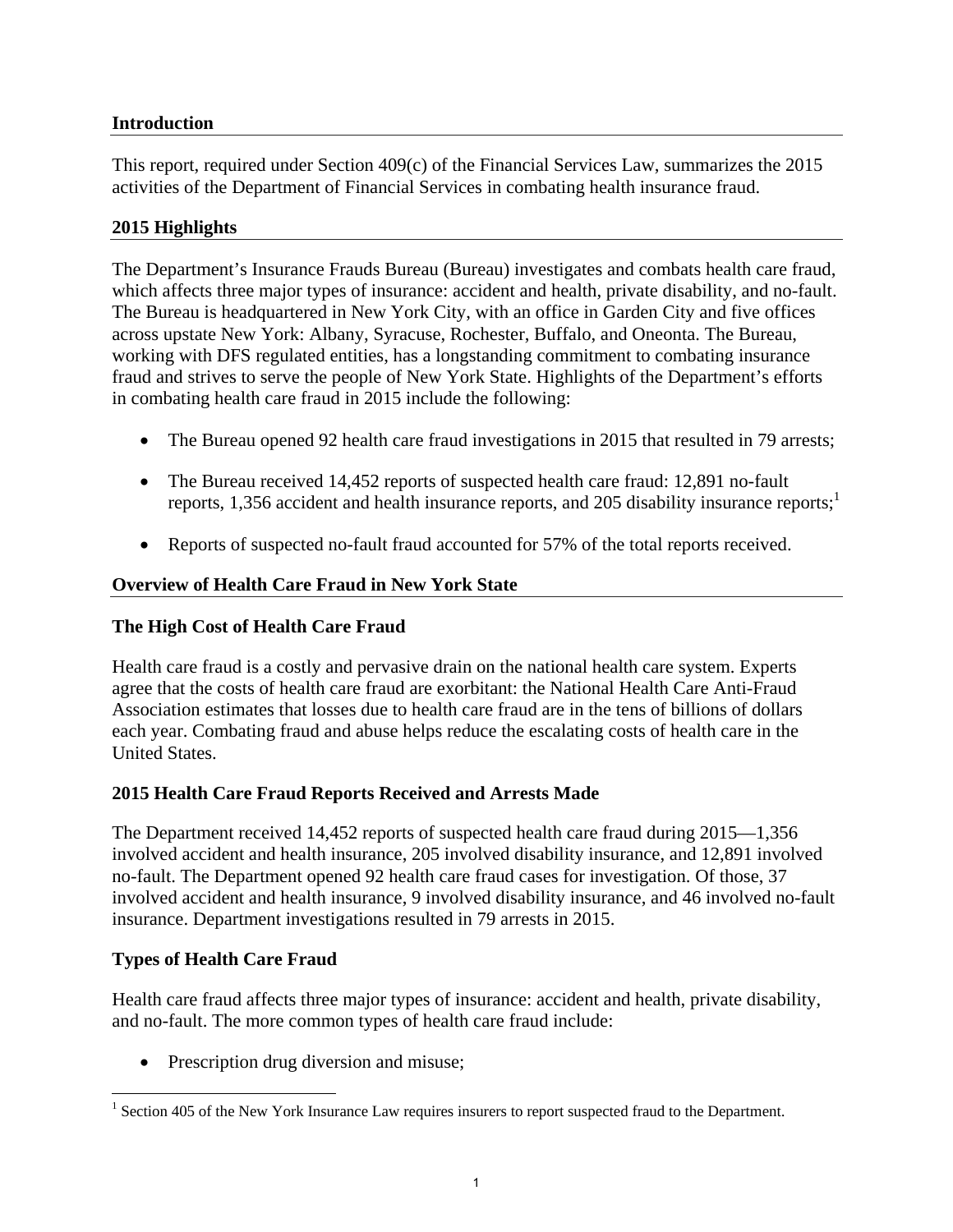## Introduction

This report, required under Section 409(c) of the Financial Services Law, summarizes the 2015 activities of the Department of Financial Services in combating health insurance fraud.

## 2015 Highlights

The Department's Insurance Frauds Bureau (Bureau) investigates and combats health care fraud, which affects three major types of insurance: accident and health, private disability, and no-fault. The Bureau is headquartered in New York City, with an office in Garden City and five offices across upstate New York: Albany, Syracuse, Rochester, Buffalo, and Oneonta. The Bureau, working with DFS regulated entities, has a longstanding commitment to combating insurance fraud and strives to serve the people of New York State. Highlights of the Department's efforts in combating health care fraud in 2015 include the following:

- The Bureau opened 92 health care fraud investigations in 2015 that resulted in 79 arrests;
- The Bureau received 14,452 reports of suspected health care fraud: 12,891 no-fault reports, 1,356 accident and health insurance reports, and 205 disability insurance reports;[1]
- Reports of suspected no-fault fraud accounted for 57% of the total reports received.

## Overview of Health Care Fraud in New York State

### The High Cost of Health Care Fraud

Health care fraud is a costly and pervasive drain on the national health care system. Experts agree that the costs of health care fraud are exorbitant: the National Health Care Anti-Fraud Association estimates that losses due to health care fraud are in the tens of billions of dollars each year. Combating fraud and abuse helps reduce the escalating costs of health care in the United States.

### 2015 Health Care Fraud Reports Received and Arrests Made

The Department received 14,452 reports of suspected health care fraud during 2015—1,356 involved accident and health insurance, 205 involved disability insurance, and 12,891 involved no-fault. The Department opened 92 health care fraud cases for investigation. Of those, 37 involved accident and health insurance, 9 involved disability insurance, and 46 involved no-fault insurance. Department investigations resulted in 79 arrests in 2015.

### Types of Health Care Fraud

Health care fraud affects three major types of insurance: accident and health, private disability, and no-fault. The more common types of health care fraud include:

- Prescription drug diversion and misuse;

[1] Section 405 of the New York Insurance Law requires insurers to report suspected fraud to the Department.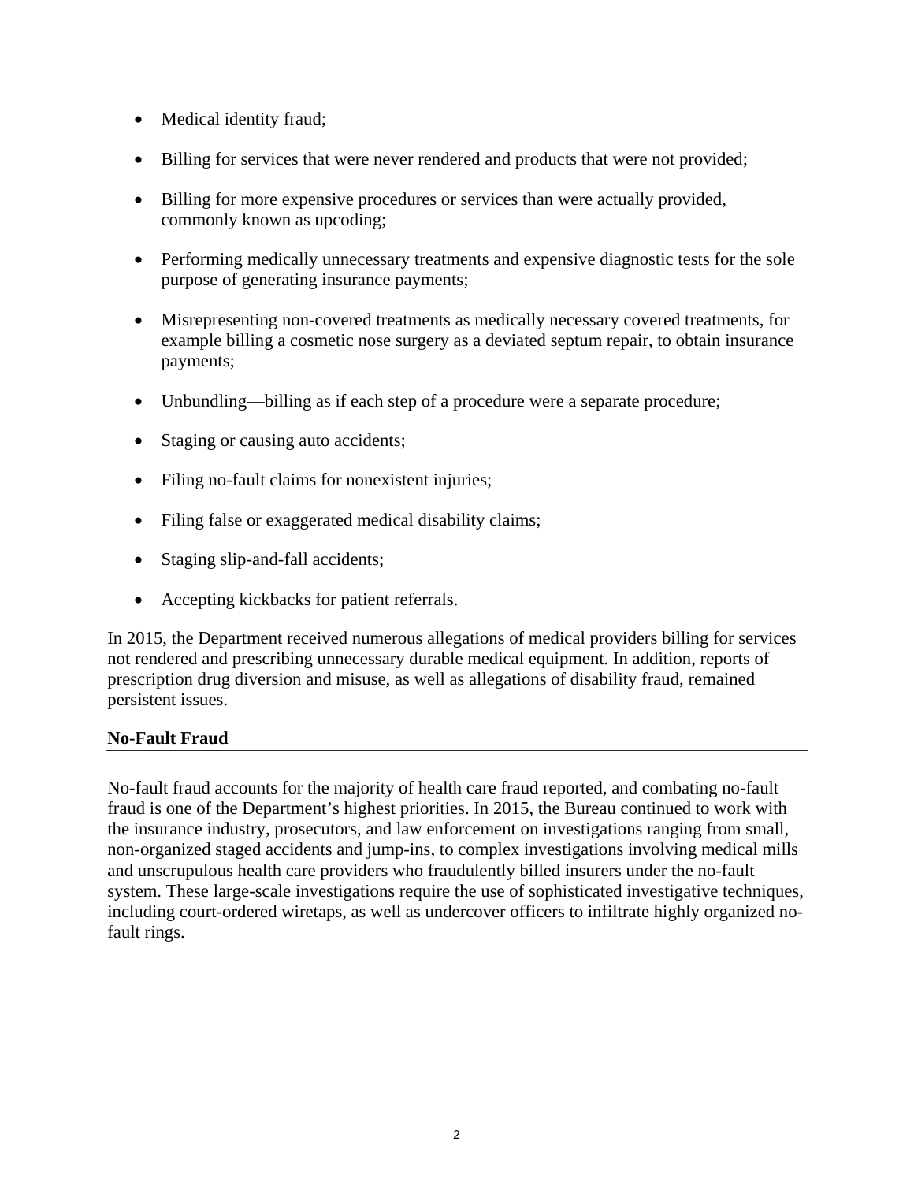- Medical identity fraud;
- Billing for services that were never rendered and products that were not provided;
- Billing for more expensive procedures or services than were actually provided, commonly known as upcoding;
- Performing medically unnecessary treatments and expensive diagnostic tests for the sole purpose of generating insurance payments;
- Misrepresenting non-covered treatments as medically necessary covered treatments, for example billing a cosmetic nose surgery as a deviated septum repair, to obtain insurance payments;
- Unbundling—billing as if each step of a procedure were a separate procedure;
- Staging or causing auto accidents;
- Filing no-fault claims for nonexistent injuries;
- Filing false or exaggerated medical disability claims;
- Staging slip-and-fall accidents;
- Accepting kickbacks for patient referrals.

In 2015, the Department received numerous allegations of medical providers billing for services not rendered and prescribing unnecessary durable medical equipment. In addition, reports of prescription drug diversion and misuse, as well as allegations of disability fraud, remained persistent issues.

## No-Fault Fraud

No-fault fraud accounts for the majority of health care fraud reported, and combating no-fault fraud is one of the Department's highest priorities. In 2015, the Bureau continued to work with the insurance industry, prosecutors, and law enforcement on investigations ranging from small, non-organized staged accidents and jump-ins, to complex investigations involving medical mills and unscrupulous health care providers who fraudulently billed insurers under the no-fault system. These large-scale investigations require the use of sophisticated investigative techniques, including court-ordered wiretaps, as well as undercover officers to infiltrate highly organized no-fault rings.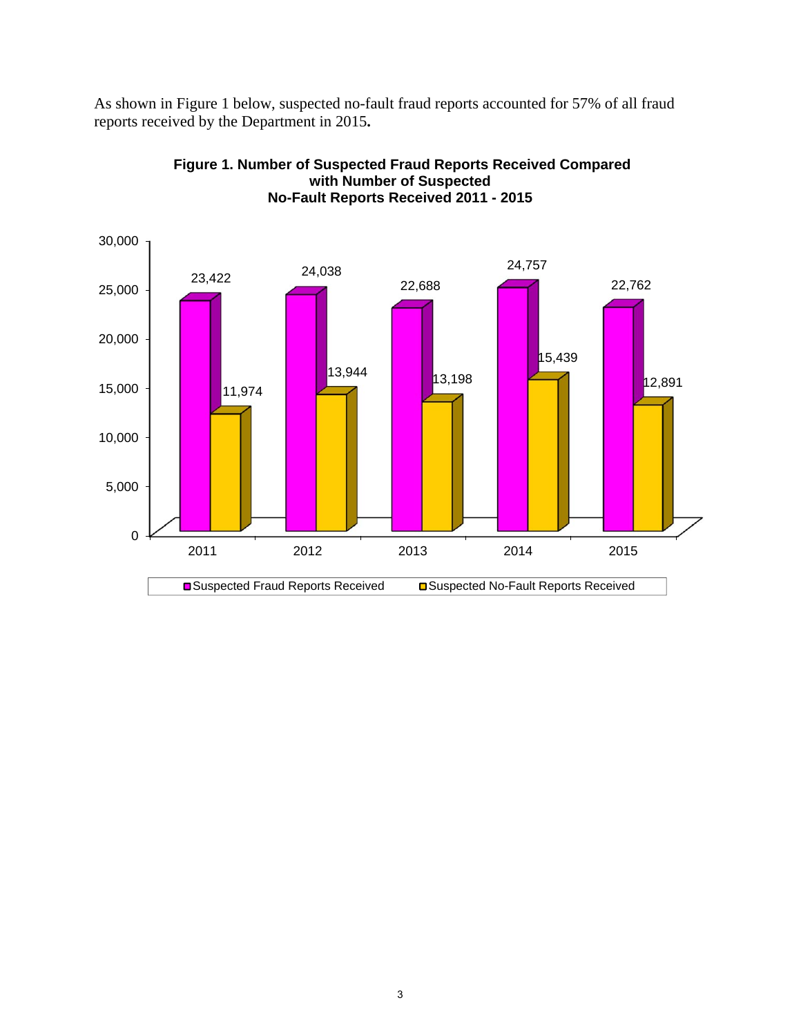As shown in Figure 1 below, suspected no-fault fraud reports accounted for 57% of all fraud reports received by the Department in 2015.

**Figure 1. Number of Suspected Fraud Reports Received Compared with Number of Suspected No-Fault Reports Received 2011 - 2015**

| Year | Suspected Fraud Reports Received | Suspected No-Fault Reports Received |
|---|---|---|
| 2011 | 23,422 | 11,974 |
| 2012 | 24,038 | 13,944 |
| 2013 | 22,688 | 13,198 |
| 2014 | 24,757 | 15,439 |
| 2015 | 22,762 | 12,891 |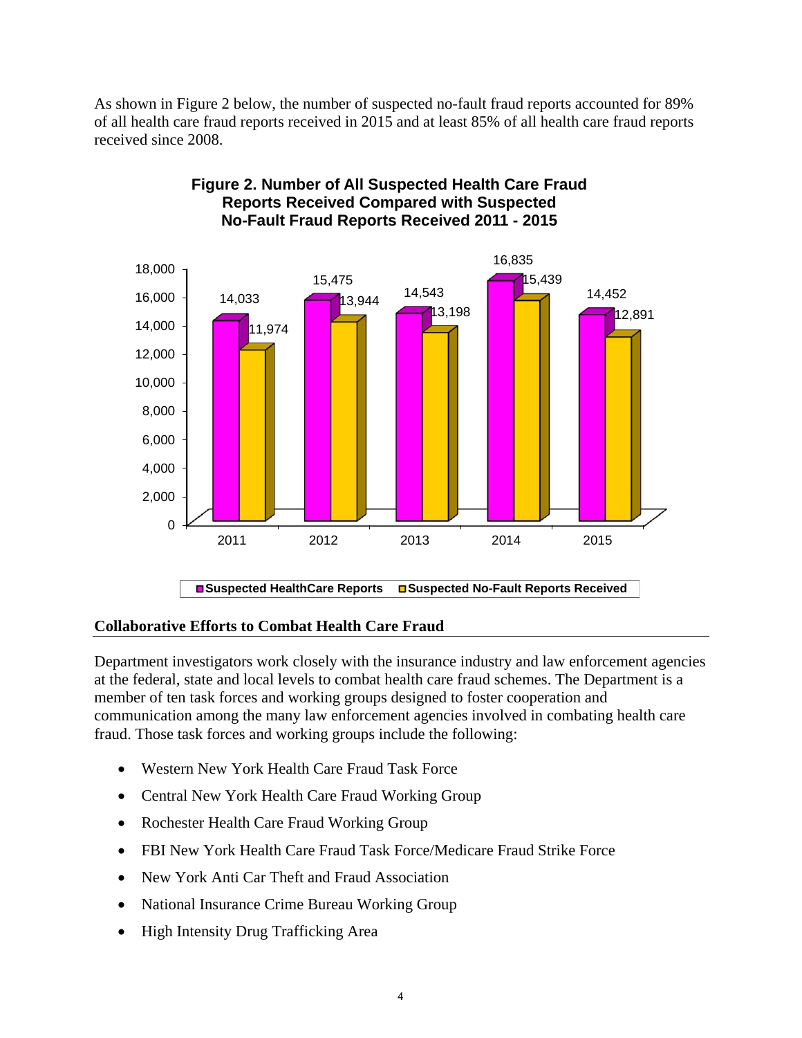As shown in Figure 2 below, the number of suspected no-fault fraud reports accounted for 89% of all health care fraud reports received in 2015 and at least 85% of all health care fraud reports received since 2008.

**Figure 2. Number of All Suspected Health Care Fraud Reports Received Compared with Suspected No-Fault Fraud Reports Received 2011 - 2015**

| Year | Suspected HealthCare Reports | Suspected No-Fault Reports Received |
|---|---|---|
| 2011 | 14,033 | 11,974 |
| 2012 | 15,475 | 13,944 |
| 2013 | 14,543 | 13,198 |
| 2014 | 16,835 | 15,439 |
| 2015 | 14,452 | 12,891 |

## Collaborative Efforts to Combat Health Care Fraud

Department investigators work closely with the insurance industry and law enforcement agencies at the federal, state and local levels to combat health care fraud schemes. The Department is a member of ten task forces and working groups designed to foster cooperation and communication among the many law enforcement agencies involved in combating health care fraud. Those task forces and working groups include the following:

- Western New York Health Care Fraud Task Force
- Central New York Health Care Fraud Working Group
- Rochester Health Care Fraud Working Group
- FBI New York Health Care Fraud Task Force/Medicare Fraud Strike Force
- New York Anti Car Theft and Fraud Association
- National Insurance Crime Bureau Working Group
- High Intensity Drug Trafficking Area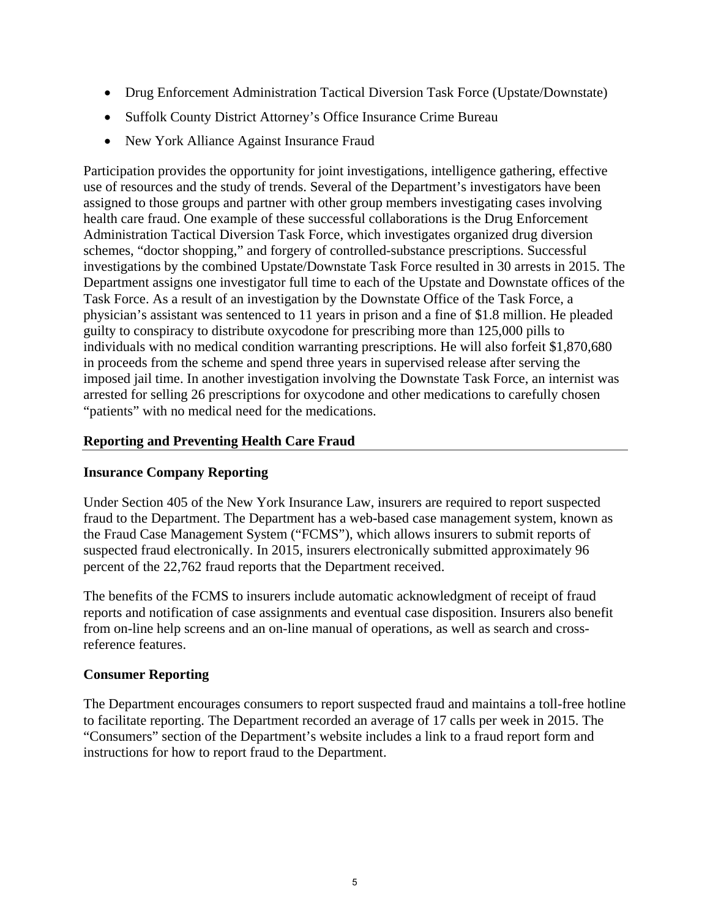- Drug Enforcement Administration Tactical Diversion Task Force (Upstate/Downstate)
- Suffolk County District Attorney's Office Insurance Crime Bureau
- New York Alliance Against Insurance Fraud

Participation provides the opportunity for joint investigations, intelligence gathering, effective use of resources and the study of trends. Several of the Department's investigators have been assigned to those groups and partner with other group members investigating cases involving health care fraud. One example of these successful collaborations is the Drug Enforcement Administration Tactical Diversion Task Force, which investigates organized drug diversion schemes, "doctor shopping," and forgery of controlled-substance prescriptions. Successful investigations by the combined Upstate/Downstate Task Force resulted in 30 arrests in 2015. The Department assigns one investigator full time to each of the Upstate and Downstate offices of the Task Force. As a result of an investigation by the Downstate Office of the Task Force, a physician's assistant was sentenced to 11 years in prison and a fine of $1.8 million. He pleaded guilty to conspiracy to distribute oxycodone for prescribing more than 125,000 pills to individuals with no medical condition warranting prescriptions. He will also forfeit $1,870,680 in proceeds from the scheme and spend three years in supervised release after serving the imposed jail time. In another investigation involving the Downstate Task Force, an internist was arrested for selling 26 prescriptions for oxycodone and other medications to carefully chosen "patients" with no medical need for the medications.

## Reporting and Preventing Health Care Fraud

### Insurance Company Reporting

Under Section 405 of the New York Insurance Law, insurers are required to report suspected fraud to the Department. The Department has a web-based case management system, known as the Fraud Case Management System ("FCMS"), which allows insurers to submit reports of suspected fraud electronically. In 2015, insurers electronically submitted approximately 96 percent of the 22,762 fraud reports that the Department received.

The benefits of the FCMS to insurers include automatic acknowledgment of receipt of fraud reports and notification of case assignments and eventual case disposition. Insurers also benefit from on-line help screens and an on-line manual of operations, as well as search and cross-reference features.

### Consumer Reporting

The Department encourages consumers to report suspected fraud and maintains a toll-free hotline to facilitate reporting. The Department recorded an average of 17 calls per week in 2015. The "Consumers" section of the Department's website includes a link to a fraud report form and instructions for how to report fraud to the Department.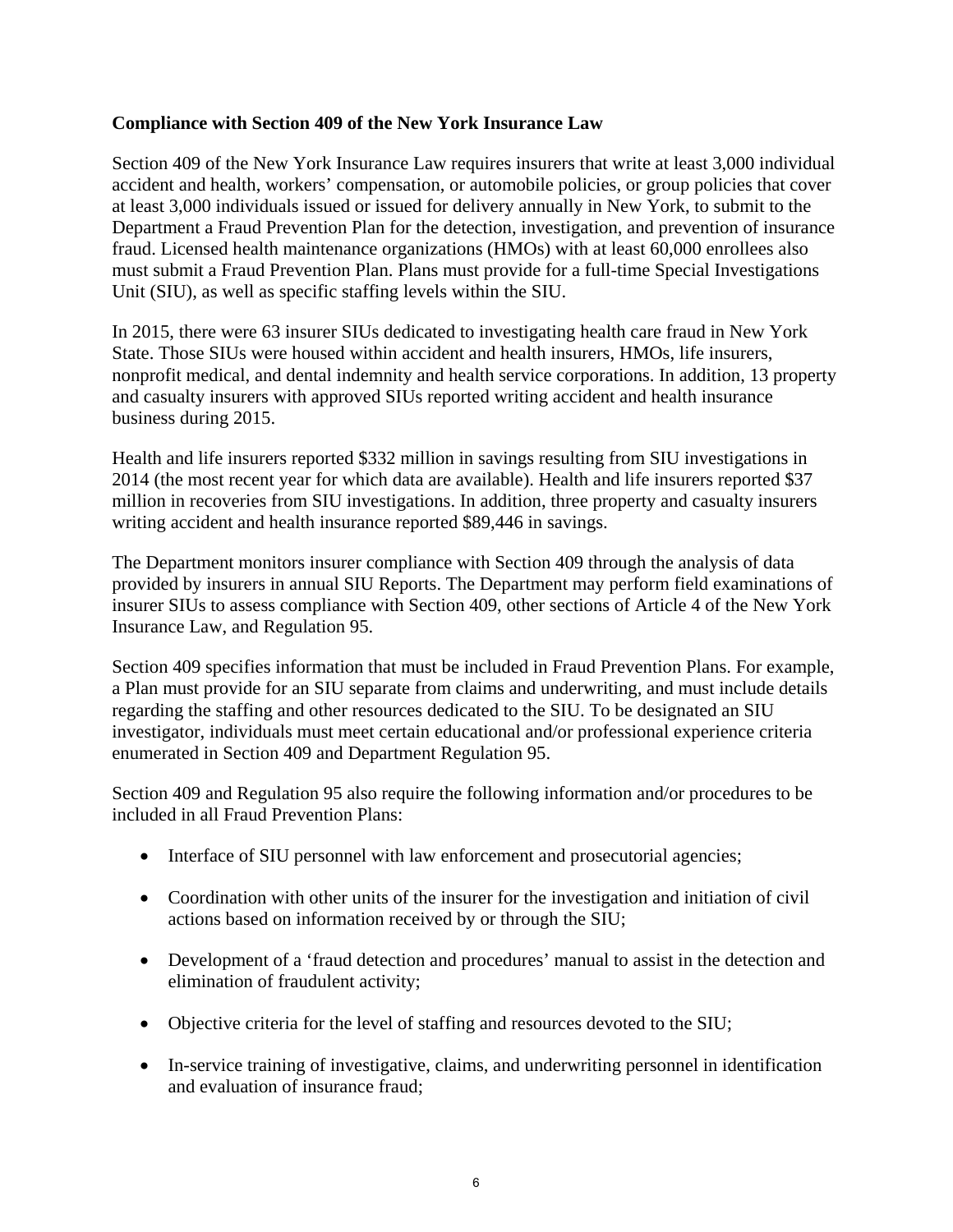**Compliance with Section 409 of the New York Insurance Law**

Section 409 of the New York Insurance Law requires insurers that write at least 3,000 individual accident and health, workers' compensation, or automobile policies, or group policies that cover at least 3,000 individuals issued or issued for delivery annually in New York, to submit to the Department a Fraud Prevention Plan for the detection, investigation, and prevention of insurance fraud. Licensed health maintenance organizations (HMOs) with at least 60,000 enrollees also must submit a Fraud Prevention Plan. Plans must provide for a full-time Special Investigations Unit (SIU), as well as specific staffing levels within the SIU.

In 2015, there were 63 insurer SIUs dedicated to investigating health care fraud in New York State. Those SIUs were housed within accident and health insurers, HMOs, life insurers, nonprofit medical, and dental indemnity and health service corporations. In addition, 13 property and casualty insurers with approved SIUs reported writing accident and health insurance business during 2015.

Health and life insurers reported $332 million in savings resulting from SIU investigations in 2014 (the most recent year for which data are available). Health and life insurers reported $37 million in recoveries from SIU investigations. In addition, three property and casualty insurers writing accident and health insurance reported $89,446 in savings.

The Department monitors insurer compliance with Section 409 through the analysis of data provided by insurers in annual SIU Reports. The Department may perform field examinations of insurer SIUs to assess compliance with Section 409, other sections of Article 4 of the New York Insurance Law, and Regulation 95.

Section 409 specifies information that must be included in Fraud Prevention Plans. For example, a Plan must provide for an SIU separate from claims and underwriting, and must include details regarding the staffing and other resources dedicated to the SIU. To be designated an SIU investigator, individuals must meet certain educational and/or professional experience criteria enumerated in Section 409 and Department Regulation 95.

Section 409 and Regulation 95 also require the following information and/or procedures to be included in all Fraud Prevention Plans:

- Interface of SIU personnel with law enforcement and prosecutorial agencies;
- Coordination with other units of the insurer for the investigation and initiation of civil actions based on information received by or through the SIU;
- Development of a 'fraud detection and procedures' manual to assist in the detection and elimination of fraudulent activity;
- Objective criteria for the level of staffing and resources devoted to the SIU;
- In-service training of investigative, claims, and underwriting personnel in identification and evaluation of insurance fraud;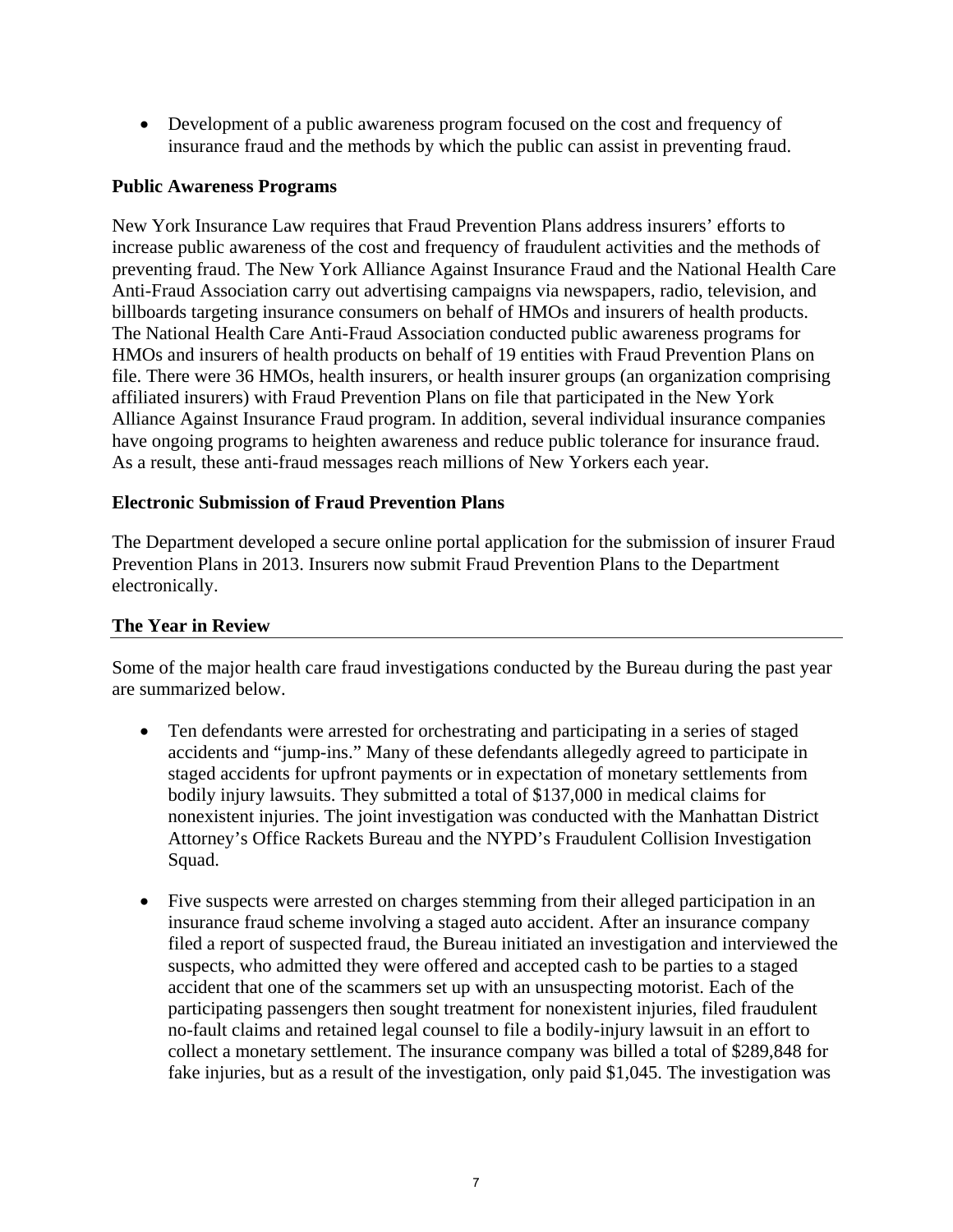- Development of a public awareness program focused on the cost and frequency of insurance fraud and the methods by which the public can assist in preventing fraud.

**Public Awareness Programs**

New York Insurance Law requires that Fraud Prevention Plans address insurers' efforts to increase public awareness of the cost and frequency of fraudulent activities and the methods of preventing fraud. The New York Alliance Against Insurance Fraud and the National Health Care Anti-Fraud Association carry out advertising campaigns via newspapers, radio, television, and billboards targeting insurance consumers on behalf of HMOs and insurers of health products. The National Health Care Anti-Fraud Association conducted public awareness programs for HMOs and insurers of health products on behalf of 19 entities with Fraud Prevention Plans on file. There were 36 HMOs, health insurers, or health insurer groups (an organization comprising affiliated insurers) with Fraud Prevention Plans on file that participated in the New York Alliance Against Insurance Fraud program. In addition, several individual insurance companies have ongoing programs to heighten awareness and reduce public tolerance for insurance fraud. As a result, these anti-fraud messages reach millions of New Yorkers each year.

**Electronic Submission of Fraud Prevention Plans**

The Department developed a secure online portal application for the submission of insurer Fraud Prevention Plans in 2013. Insurers now submit Fraud Prevention Plans to the Department electronically.

## The Year in Review

Some of the major health care fraud investigations conducted by the Bureau during the past year are summarized below.

- Ten defendants were arrested for orchestrating and participating in a series of staged accidents and "jump-ins." Many of these defendants allegedly agreed to participate in staged accidents for upfront payments or in expectation of monetary settlements from bodily injury lawsuits. They submitted a total of $137,000 in medical claims for nonexistent injuries. The joint investigation was conducted with the Manhattan District Attorney's Office Rackets Bureau and the NYPD's Fraudulent Collision Investigation Squad.

- Five suspects were arrested on charges stemming from their alleged participation in an insurance fraud scheme involving a staged auto accident. After an insurance company filed a report of suspected fraud, the Bureau initiated an investigation and interviewed the suspects, who admitted they were offered and accepted cash to be parties to a staged accident that one of the scammers set up with an unsuspecting motorist. Each of the participating passengers then sought treatment for nonexistent injuries, filed fraudulent no-fault claims and retained legal counsel to file a bodily-injury lawsuit in an effort to collect a monetary settlement. The insurance company was billed a total of $289,848 for fake injuries, but as a result of the investigation, only paid $1,045. The investigation was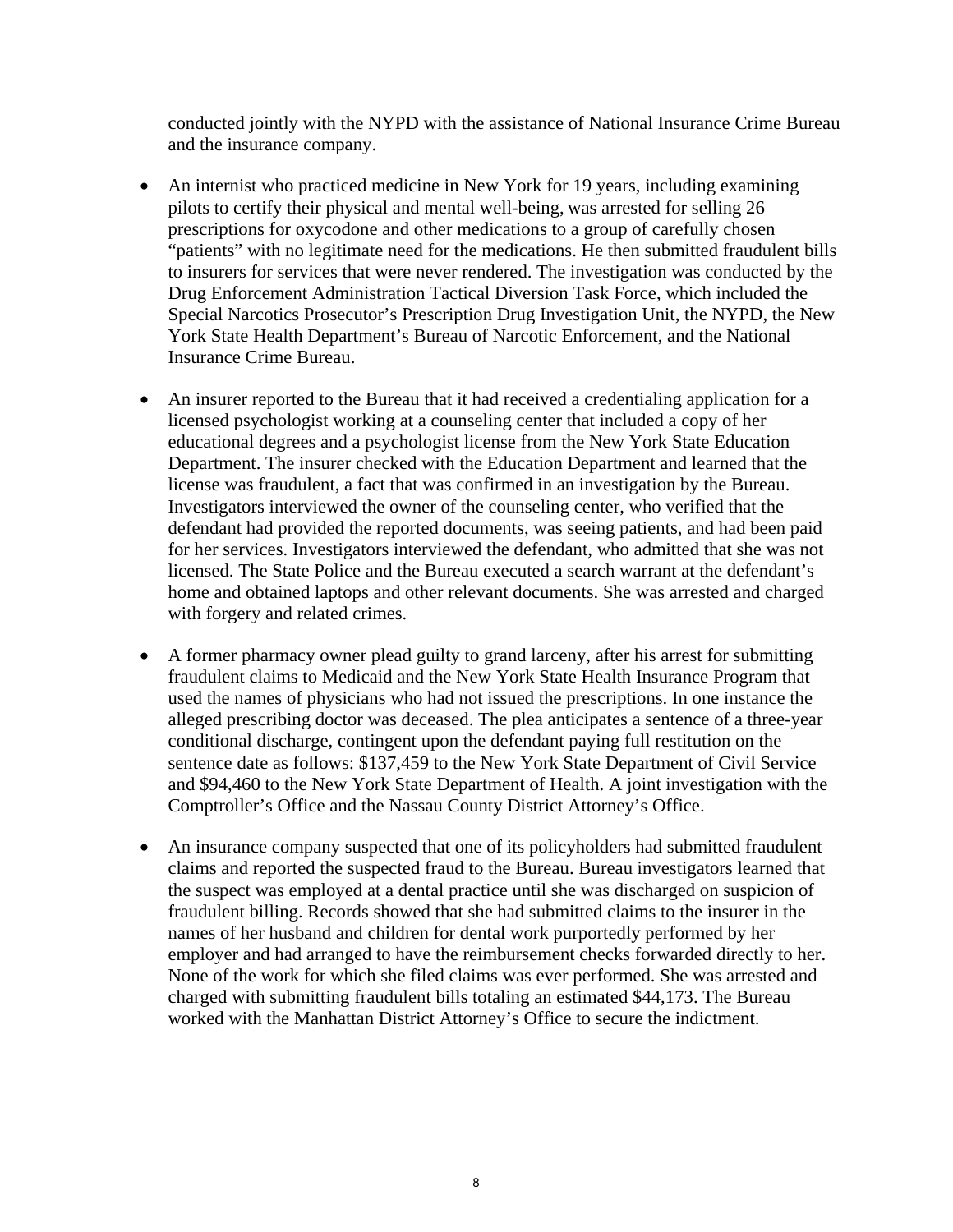conducted jointly with the NYPD with the assistance of National Insurance Crime Bureau and the insurance company.

- An internist who practiced medicine in New York for 19 years, including examining pilots to certify their physical and mental well-being, was arrested for selling 26 prescriptions for oxycodone and other medications to a group of carefully chosen "patients" with no legitimate need for the medications. He then submitted fraudulent bills to insurers for services that were never rendered. The investigation was conducted by the Drug Enforcement Administration Tactical Diversion Task Force, which included the Special Narcotics Prosecutor's Prescription Drug Investigation Unit, the NYPD, the New York State Health Department's Bureau of Narcotic Enforcement, and the National Insurance Crime Bureau.

- An insurer reported to the Bureau that it had received a credentialing application for a licensed psychologist working at a counseling center that included a copy of her educational degrees and a psychologist license from the New York State Education Department. The insurer checked with the Education Department and learned that the license was fraudulent, a fact that was confirmed in an investigation by the Bureau. Investigators interviewed the owner of the counseling center, who verified that the defendant had provided the reported documents, was seeing patients, and had been paid for her services. Investigators interviewed the defendant, who admitted that she was not licensed. The State Police and the Bureau executed a search warrant at the defendant's home and obtained laptops and other relevant documents. She was arrested and charged with forgery and related crimes.

- A former pharmacy owner plead guilty to grand larceny, after his arrest for submitting fraudulent claims to Medicaid and the New York State Health Insurance Program that used the names of physicians who had not issued the prescriptions. In one instance the alleged prescribing doctor was deceased. The plea anticipates a sentence of a three-year conditional discharge, contingent upon the defendant paying full restitution on the sentence date as follows: $137,459 to the New York State Department of Civil Service and $94,460 to the New York State Department of Health. A joint investigation with the Comptroller's Office and the Nassau County District Attorney's Office.

- An insurance company suspected that one of its policyholders had submitted fraudulent claims and reported the suspected fraud to the Bureau. Bureau investigators learned that the suspect was employed at a dental practice until she was discharged on suspicion of fraudulent billing. Records showed that she had submitted claims to the insurer in the names of her husband and children for dental work purportedly performed by her employer and had arranged to have the reimbursement checks forwarded directly to her. None of the work for which she filed claims was ever performed. She was arrested and charged with submitting fraudulent bills totaling an estimated $44,173. The Bureau worked with the Manhattan District Attorney's Office to secure the indictment.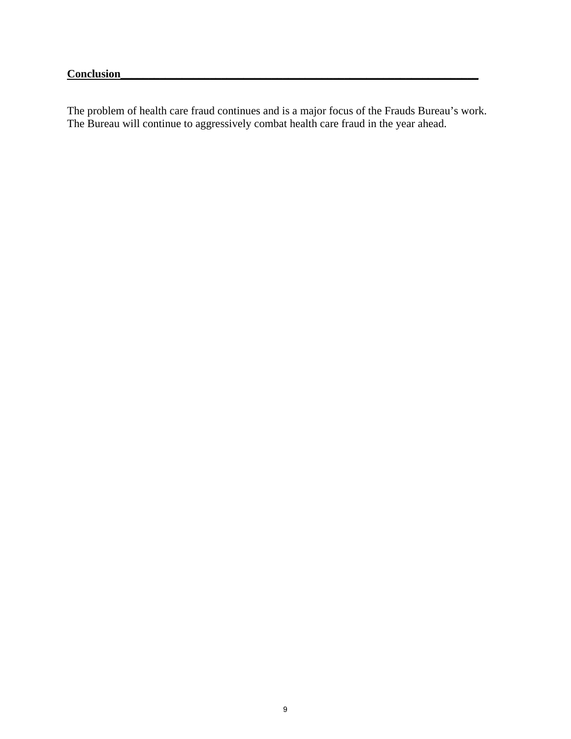## Conclusion

The problem of health care fraud continues and is a major focus of the Frauds Bureau's work. The Bureau will continue to aggressively combat health care fraud in the year ahead.